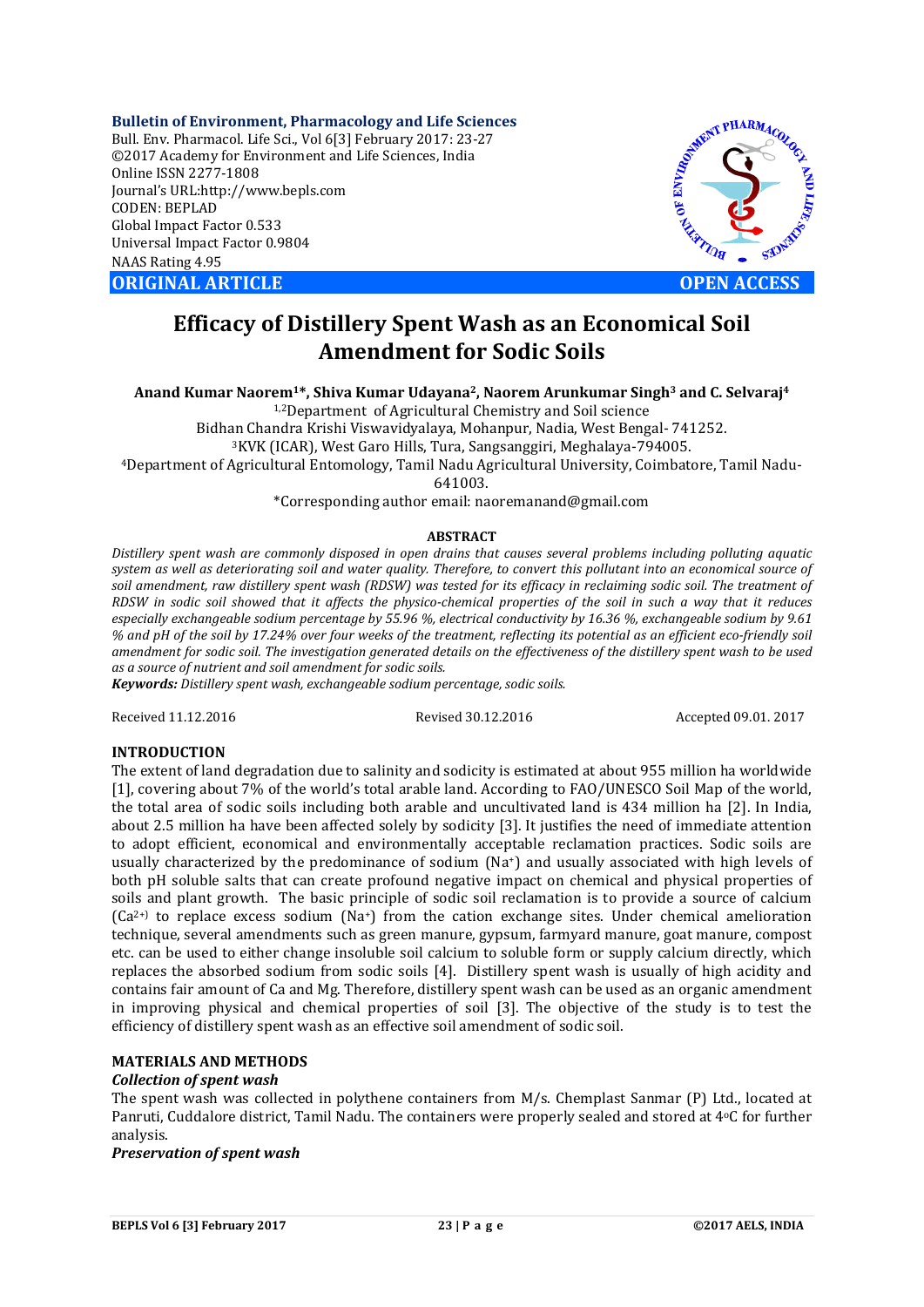**Bulletin of Environment, Pharmacology and Life Sciences**
Bull. Env. Pharmacol. Life Sci., Vol 6[3] February 2017: 23-27
©2017 Academy for Environment and Life Sciences, India
Online ISSN 2277-1808
Journal's URL:http://www.bepls.com
CODEN: BEPLAD
Global Impact Factor 0.533
Universal Impact Factor 0.9804
NAAS Rating 4.95

**ORIGINAL ARTICLE** **OPEN ACCESS**

# Efficacy of Distillery Spent Wash as an Economical Soil Amendment for Sodic Soils

**Anand Kumar Naorem[1]\*, Shiva Kumar Udayana[2], Naorem Arunkumar Singh[3] and C. Selvaraj[4]**

[1,2]Department of Agricultural Chemistry and Soil science
Bidhan Chandra Krishi Viswavidyalaya, Mohanpur, Nadia, West Bengal- 741252.
[3]KVK (ICAR), West Garo Hills, Tura, Sangsanggiri, Meghalaya-794005.
[4]Department of Agricultural Entomology, Tamil Nadu Agricultural University, Coimbatore, Tamil Nadu-641003.
\*Corresponding author email: naoremanand@gmail.com

## ABSTRACT

*Distillery spent wash are commonly disposed in open drains that causes several problems including polluting aquatic system as well as deteriorating soil and water quality. Therefore, to convert this pollutant into an economical source of soil amendment, raw distillery spent wash (RDSW) was tested for its efficacy in reclaiming sodic soil. The treatment of RDSW in sodic soil showed that it affects the physico-chemical properties of the soil in such a way that it reduces especially exchangeable sodium percentage by 55.96 %, electrical conductivity by 16.36 %, exchangeable sodium by 9.61 % and pH of the soil by 17.24% over four weeks of the treatment, reflecting its potential as an efficient eco-friendly soil amendment for sodic soil. The investigation generated details on the effectiveness of the distillery spent wash to be used as a source of nutrient and soil amendment for sodic soils.*

***Keywords:*** *Distillery spent wash, exchangeable sodium percentage, sodic soils.*

Received 11.12.2016 Revised 30.12.2016 Accepted 09.01. 2017

## INTRODUCTION

The extent of land degradation due to salinity and sodicity is estimated at about 955 million ha worldwide [1], covering about 7% of the world's total arable land. According to FAO/UNESCO Soil Map of the world, the total area of sodic soils including both arable and uncultivated land is 434 million ha [2]. In India, about 2.5 million ha have been affected solely by sodicity [3]. It justifies the need of immediate attention to adopt efficient, economical and environmentally acceptable reclamation practices. Sodic soils are usually characterized by the predominance of sodium ($Na^+$) and usually associated with high levels of both pH soluble salts that can create profound negative impact on chemical and physical properties of soils and plant growth. The basic principle of sodic soil reclamation is to provide a source of calcium ($Ca^{2+}$) to replace excess sodium ($Na^+$) from the cation exchange sites. Under chemical amelioration technique, several amendments such as green manure, gypsum, farmyard manure, goat manure, compost etc. can be used to either change insoluble soil calcium to soluble form or supply calcium directly, which replaces the absorbed sodium from sodic soils [4]. Distillery spent wash is usually of high acidity and contains fair amount of Ca and Mg. Therefore, distillery spent wash can be used as an organic amendment in improving physical and chemical properties of soil [3]. The objective of the study is to test the efficiency of distillery spent wash as an effective soil amendment of sodic soil.

## MATERIALS AND METHODS

***Collection of spent wash***

The spent wash was collected in polythene containers from M/s. Chemplast Sanmar (P) Ltd., located at Panruti, Cuddalore district, Tamil Nadu. The containers were properly sealed and stored at 4°C for further analysis.

***Preservation of spent wash***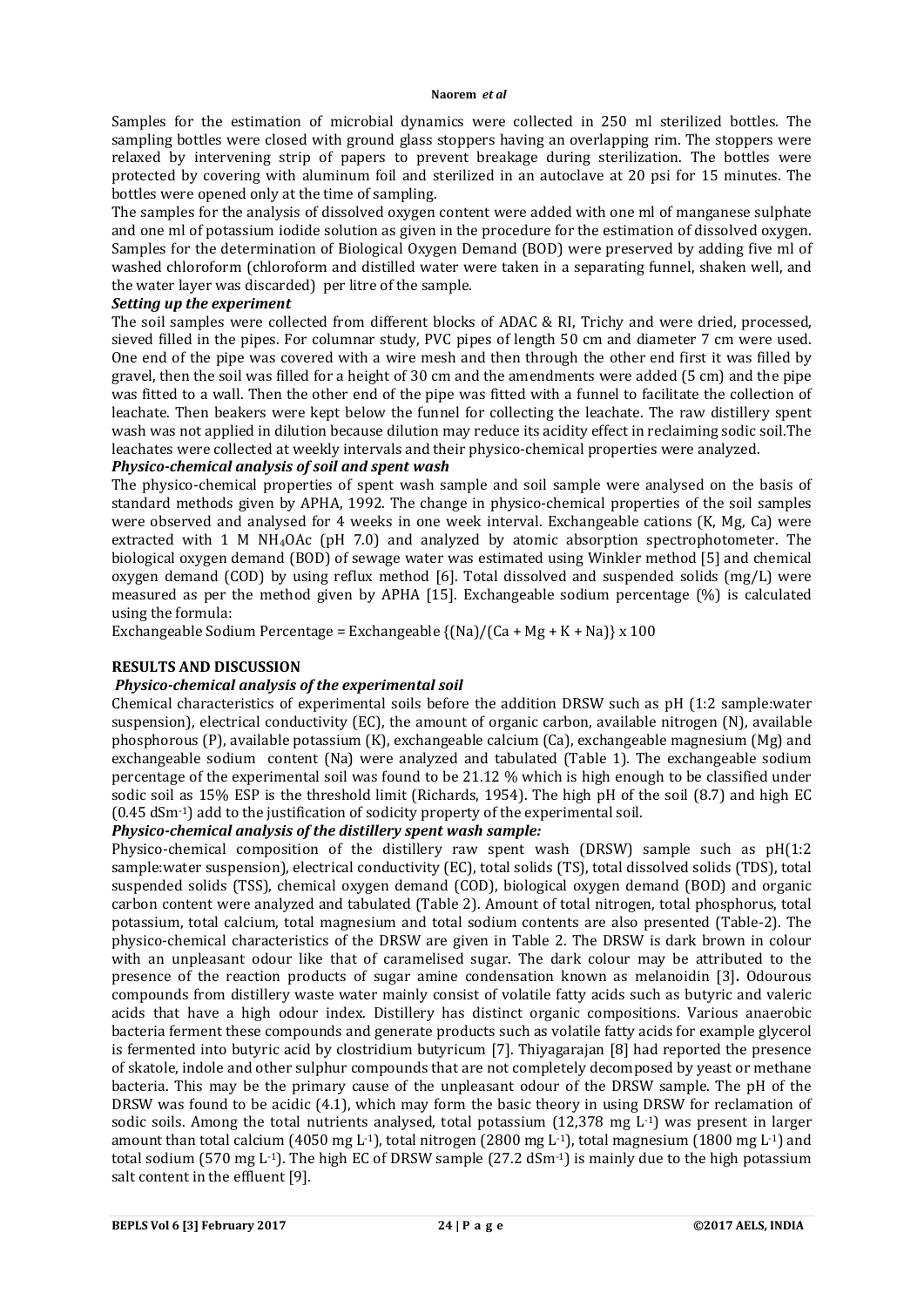Samples for the estimation of microbial dynamics were collected in 250 ml sterilized bottles. The sampling bottles were closed with ground glass stoppers having an overlapping rim. The stoppers were relaxed by intervening strip of papers to prevent breakage during sterilization. The bottles were protected by covering with aluminum foil and sterilized in an autoclave at 20 psi for 15 minutes. The bottles were opened only at the time of sampling.

The samples for the analysis of dissolved oxygen content were added with one ml of manganese sulphate and one ml of potassium iodide solution as given in the procedure for the estimation of dissolved oxygen. Samples for the determination of Biological Oxygen Demand (BOD) were preserved by adding five ml of washed chloroform (chloroform and distilled water were taken in a separating funnel, shaken well, and the water layer was discarded) per litre of the sample.

### *Setting up the experiment*

The soil samples were collected from different blocks of ADAC & RI, Trichy and were dried, processed, sieved filled in the pipes. For columnar study, PVC pipes of length 50 cm and diameter 7 cm were used. One end of the pipe was covered with a wire mesh and then through the other end first it was filled by gravel, then the soil was filled for a height of 30 cm and the amendments were added (5 cm) and the pipe was fitted to a wall. Then the other end of the pipe was fitted with a funnel to facilitate the collection of leachate. Then beakers were kept below the funnel for collecting the leachate. The raw distillery spent wash was not applied in dilution because dilution may reduce its acidity effect in reclaiming sodic soil.The leachates were collected at weekly intervals and their physico-chemical properties were analyzed.

### *Physico-chemical analysis of soil and spent wash*

The physico-chemical properties of spent wash sample and soil sample were analysed on the basis of standard methods given by APHA, 1992. The change in physico-chemical properties of the soil samples were observed and analysed for 4 weeks in one week interval. Exchangeable cations (K, Mg, Ca) were extracted with 1 M $NH_4OAc$ (pH 7.0) and analyzed by atomic absorption spectrophotometer. The biological oxygen demand (BOD) of sewage water was estimated using Winkler method [5] and chemical oxygen demand (COD) by using reflux method [6]. Total dissolved and suspended solids (mg/L) were measured as per the method given by APHA [15]. Exchangeable sodium percentage (%) is calculated using the formula:

Exchangeable Sodium Percentage = Exchangeable $\{(Na)/(Ca + Mg + K + Na)\} \times 100$

## RESULTS AND DISCUSSION

### *Physico-chemical analysis of the experimental soil*

Chemical characteristics of experimental soils before the addition DRSW such as pH (1:2 sample:water suspension), electrical conductivity (EC), the amount of organic carbon, available nitrogen (N), available phosphorous (P), available potassium (K), exchangeable calcium (Ca), exchangeable magnesium (Mg) and exchangeable sodium content (Na) were analyzed and tabulated (Table 1). The exchangeable sodium percentage of the experimental soil was found to be 21.12 % which is high enough to be classified under sodic soil as 15% ESP is the threshold limit (Richards, 1954). The high pH of the soil (8.7) and high EC (0.45 $dSm^{-1}$) add to the justification of sodicity property of the experimental soil.

### *Physico-chemical analysis of the distillery spent wash sample:*

Physico-chemical composition of the distillery raw spent wash (DRSW) sample such as pH(1:2 sample:water suspension), electrical conductivity (EC), total solids (TS), total dissolved solids (TDS), total suspended solids (TSS), chemical oxygen demand (COD), biological oxygen demand (BOD) and organic carbon content were analyzed and tabulated (Table 2). Amount of total nitrogen, total phosphorus, total potassium, total calcium, total magnesium and total sodium contents are also presented (Table-2). The physico-chemical characteristics of the DRSW are given in Table 2. The DRSW is dark brown in colour with an unpleasant odour like that of caramelised sugar. The dark colour may be attributed to the presence of the reaction products of sugar amine condensation known as melanoidin [3]**.** Odourous compounds from distillery waste water mainly consist of volatile fatty acids such as butyric and valeric acids that have a high odour index. Distillery has distinct organic compositions. Various anaerobic bacteria ferment these compounds and generate products such as volatile fatty acids for example glycerol is fermented into butyric acid by clostridium butyricum [7]. Thiyagarajan [8] had reported the presence of skatole, indole and other sulphur compounds that are not completely decomposed by yeast or methane bacteria. This may be the primary cause of the unpleasant odour of the DRSW sample. The pH of the DRSW was found to be acidic (4.1), which may form the basic theory in using DRSW for reclamation of sodic soils. Among the total nutrients analysed, total potassium (12,378 mg $L^{-1}$) was present in larger amount than total calcium (4050 mg $L^{-1}$), total nitrogen (2800 mg $L^{-1}$), total magnesium (1800 mg $L^{-1}$) and total sodium (570 mg $L^{-1}$). The high EC of DRSW sample (27.2 $dSm^{-1}$) is mainly due to the high potassium salt content in the effluent [9].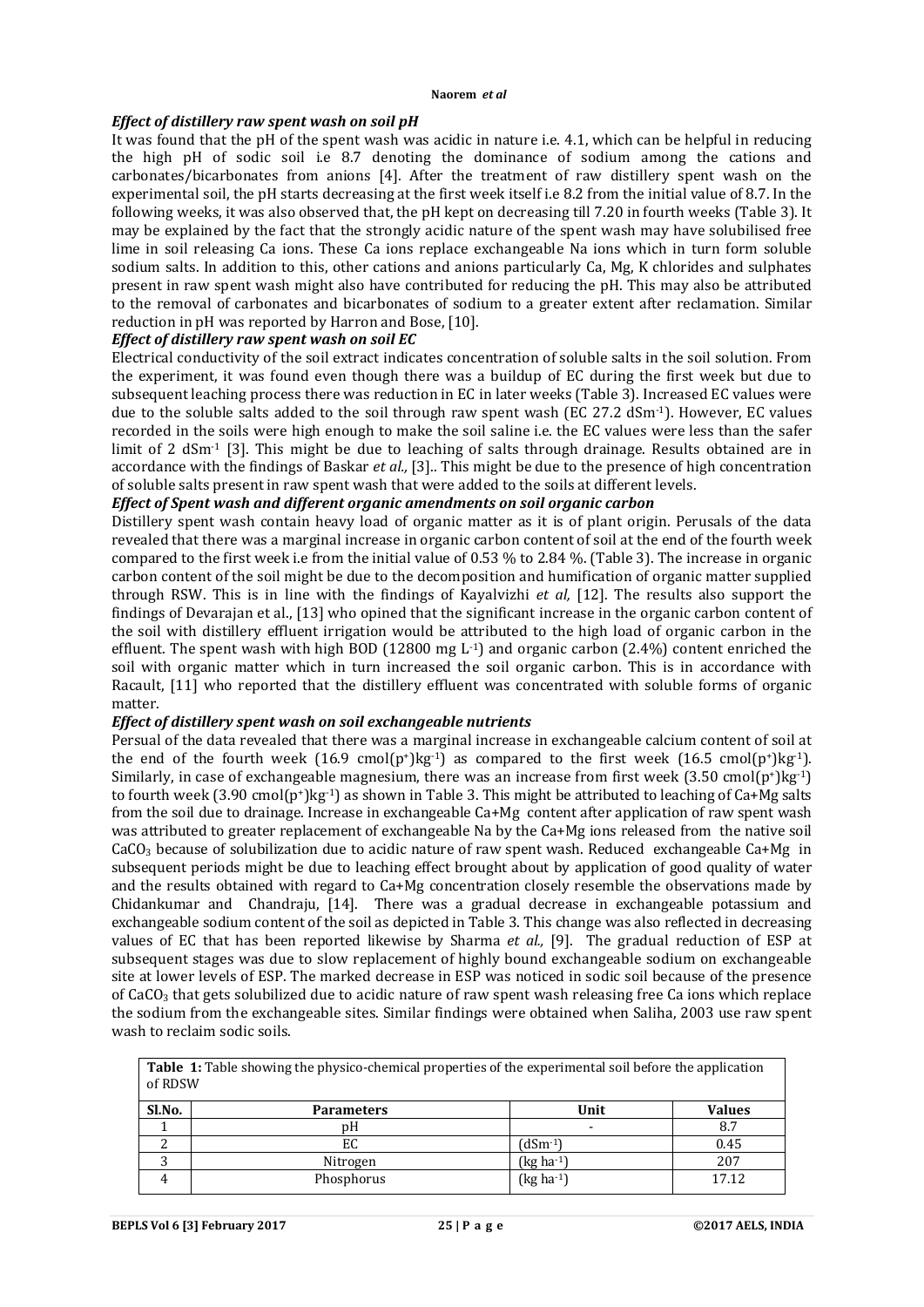### *Effect of distillery raw spent wash on soil pH*

It was found that the pH of the spent wash was acidic in nature i.e. 4.1, which can be helpful in reducing the high pH of sodic soil i.e 8.7 denoting the dominance of sodium among the cations and carbonates/bicarbonates from anions [4]. After the treatment of raw distillery spent wash on the experimental soil, the pH starts decreasing at the first week itself i.e 8.2 from the initial value of 8.7. In the following weeks, it was also observed that, the pH kept on decreasing till 7.20 in fourth weeks (Table 3). It may be explained by the fact that the strongly acidic nature of the spent wash may have solubilised free lime in soil releasing Ca ions. These Ca ions replace exchangeable Na ions which in turn form soluble sodium salts. In addition to this, other cations and anions particularly Ca, Mg, K chlorides and sulphates present in raw spent wash might also have contributed for reducing the pH. This may also be attributed to the removal of carbonates and bicarbonates of sodium to a greater extent after reclamation. Similar reduction in pH was reported by Harron and Bose, [10].

### *Effect of distillery raw spent wash on soil EC*

Electrical conductivity of the soil extract indicates concentration of soluble salts in the soil solution. From the experiment, it was found even though there was a buildup of EC during the first week but due to subsequent leaching process there was reduction in EC in later weeks (Table 3). Increased EC values were due to the soluble salts added to the soil through raw spent wash (EC 27.2 $dSm^{-1}$). However, EC values recorded in the soils were high enough to make the soil saline i.e. the EC values were less than the safer limit of 2 $dSm^{-1}$ [3]. This might be due to leaching of salts through drainage. Results obtained are in accordance with the findings of Baskar *et al.,* [3].. This might be due to the presence of high concentration of soluble salts present in raw spent wash that were added to the soils at different levels.

### *Effect of Spent wash and different organic amendments on soil organic carbon*

Distillery spent wash contain heavy load of organic matter as it is of plant origin. Perusals of the data revealed that there was a marginal increase in organic carbon content of soil at the end of the fourth week compared to the first week i.e from the initial value of 0.53 % to 2.84 %. (Table 3). The increase in organic carbon content of the soil might be due to the decomposition and humification of organic matter supplied through RSW. This is in line with the findings of Kayalvizhi *et al,* [12]. The results also support the findings of Devarajan et al., [13] who opined that the significant increase in the organic carbon content of the soil with distillery effluent irrigation would be attributed to the high load of organic carbon in the effluent. The spent wash with high BOD (12800 mg $L^{-1}$) and organic carbon (2.4%) content enriched the soil with organic matter which in turn increased the soil organic carbon. This is in accordance with Racault, [11] who reported that the distillery effluent was concentrated with soluble forms of organic matter.

### *Effect of distillery spent wash on soil exchangeable nutrients*

Persual of the data revealed that there was a marginal increase in exchangeable calcium content of soil at the end of the fourth week (16.9 $cmol(p^{+})kg^{-1}$) as compared to the first week (16.5 $cmol(p^{+})kg^{-1}$). Similarly, in case of exchangeable magnesium, there was an increase from first week (3.50 $cmol(p^{+})kg^{-1}$) to fourth week (3.90 $cmol(p^{+})kg^{-1}$) as shown in Table 3. This might be attributed to leaching of Ca+Mg salts from the soil due to drainage. Increase in exchangeable Ca+Mg content after application of raw spent wash was attributed to greater replacement of exchangeable Na by the Ca+Mg ions released from the native soil $CaCO_3$ because of solubilization due to acidic nature of raw spent wash. Reduced exchangeable Ca+Mg in subsequent periods might be due to leaching effect brought about by application of good quality of water and the results obtained with regard to Ca+Mg concentration closely resemble the observations made by Chidankumar and Chandraju, [14]. There was a gradual decrease in exchangeable potassium and exchangeable sodium content of the soil as depicted in Table 3. This change was also reflected in decreasing values of EC that has been reported likewise by Sharma *et al.,* [9]. The gradual reduction of ESP at subsequent stages was due to slow replacement of highly bound exchangeable sodium on exchangeable site at lower levels of ESP. The marked decrease in ESP was noticed in sodic soil because of the presence of $CaCO_3$ that gets solubilized due to acidic nature of raw spent wash releasing free Ca ions which replace the sodium from the exchangeable sites. Similar findings were obtained when Saliha, 2003 use raw spent wash to reclaim sodic soils.

**Table 1:** Table showing the physico-chemical properties of the experimental soil before the application of RDSW

| Sl.No. | Parameters | Unit | Values |
|---|---|---|---|
| 1 | pH | - | 8.7 |
| 2 | EC | ($dSm^{-1}$) | 0.45 |
| 3 | Nitrogen | (kg $ha^{-1}$) | 207 |
| 4 | Phosphorus | (kg $ha^{-1}$) | 17.12 |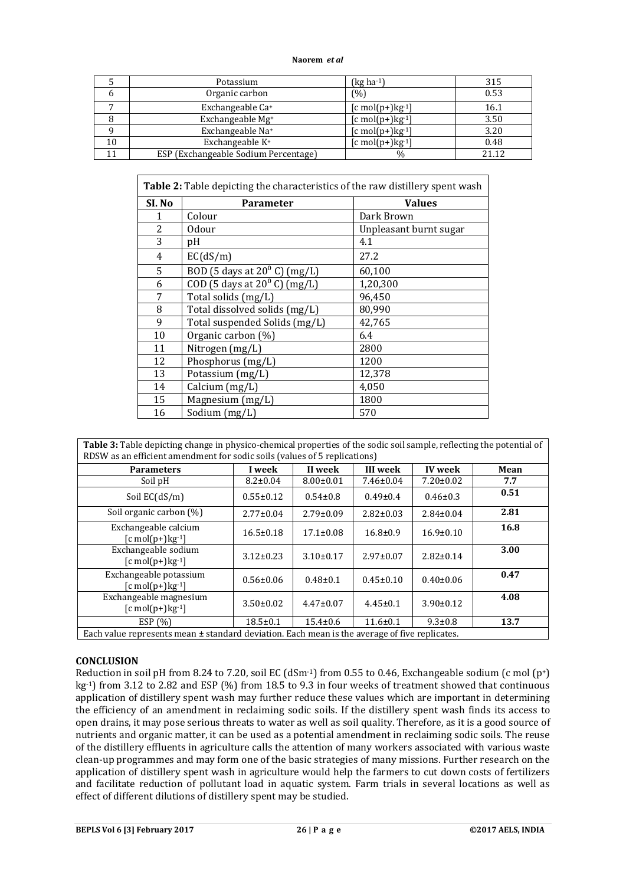| 5 | Potassium | (kg ha$^{-1}$) | 315 |
|---|---|---|---|
| 6 | Organic carbon | (%) | 0.53 |
| 7 | Exchangeable Ca$^{+}$ | [c mol(p+)kg$^{-1}$] | 16.1 |
| 8 | Exchangeable Mg$^{+}$ | [c mol(p+)kg$^{-1}$] | 3.50 |
| 9 | Exchangeable Na$^{+}$ | [c mol(p+)kg$^{-1}$] | 3.20 |
| 10 | Exchangeable K$^{+}$ | [c mol(p+)kg$^{-1}$] | 0.48 |
| 11 | ESP (Exchangeable Sodium Percentage) | % | 21.12 |

**Table 2:** Table depicting the characteristics of the raw distillery spent wash

| Sl. No | Parameter | Values |
|---|---|---|
| 1 | Colour | Dark Brown |
| 2 | Odour | Unpleasant burnt sugar |
| 3 | pH | 4.1 |
| 4 | EC(dS/m) | 27.2 |
| 5 | BOD (5 days at 20$^{0}$ C) (mg/L) | 60,100 |
| 6 | COD (5 days at 20$^{0}$ C) (mg/L) | 1,20,300 |
| 7 | Total solids (mg/L) | 96,450 |
| 8 | Total dissolved solids (mg/L) | 80,990 |
| 9 | Total suspended Solids (mg/L) | 42,765 |
| 10 | Organic carbon (%) | 6.4 |
| 11 | Nitrogen (mg/L) | 2800 |
| 12 | Phosphorus (mg/L) | 1200 |
| 13 | Potassium (mg/L) | 12,378 |
| 14 | Calcium (mg/L) | 4,050 |
| 15 | Magnesium (mg/L) | 1800 |
| 16 | Sodium (mg/L) | 570 |

**Table 3:** Table depicting change in physico-chemical properties of the sodic soil sample, reflecting the potential of RDSW as an efficient amendment for sodic soils (values of 5 replications)

| Parameters | I week | II week | III week | IV week | Mean |
|---|---|---|---|---|---|
| Soil pH | 8.2±0.04 | 8.00±0.01 | 7.46±0.04 | 7.20±0.02 | **7.7** |
| Soil EC(dS/m) | 0.55±0.12 | 0.54±0.8 | 0.49±0.4 | 0.46±0.3 | **0.51** |
| Soil organic carbon (%) | 2.77±0.04 | 2.79±0.09 | 2.82±0.03 | 2.84±0.04 | **2.81** |
| Exchangeable calcium [c mol(p+)kg$^{-1}$] | 16.5±0.18 | 17.1±0.08 | 16.8±0.9 | 16.9±0.10 | **16.8** |
| Exchangeable sodium [c mol(p+)kg$^{-1}$] | 3.12±0.23 | 3.10±0.17 | 2.97±0.07 | 2.82±0.14 | **3.00** |
| Exchangeable potassium [c mol(p+)kg$^{-1}$] | 0.56±0.06 | 0.48±0.1 | 0.45±0.10 | 0.40±0.06 | **0.47** |
| Exchangeable magnesium [c mol(p+)kg$^{-1}$] | 3.50±0.02 | 4.47±0.07 | 4.45±0.1 | 3.90±0.12 | **4.08** |
| ESP (%) | 18.5±0.1 | 15.4±0.6 | 11.6±0.1 | 9.3±0.8 | **13.7** |

Each value represents mean ± standard deviation. Each mean is the average of five replicates.

## CONCLUSION

Reduction in soil pH from 8.24 to 7.20, soil EC (dSm$^{-1}$) from 0.55 to 0.46, Exchangeable sodium (c mol (p$^{+}$) kg$^{-1}$) from 3.12 to 2.82 and ESP (%) from 18.5 to 9.3 in four weeks of treatment showed that continuous application of distillery spent wash may further reduce these values which are important in determining the efficiency of an amendment in reclaiming sodic soils. If the distillery spent wash finds its access to open drains, it may pose serious threats to water as well as soil quality. Therefore, as it is a good source of nutrients and organic matter, it can be used as a potential amendment in reclaiming sodic soils. The reuse of the distillery effluents in agriculture calls the attention of many workers associated with various waste clean-up programmes and may form one of the basic strategies of many missions. Further research on the application of distillery spent wash in agriculture would help the farmers to cut down costs of fertilizers and facilitate reduction of pollutant load in aquatic system. Farm trials in several locations as well as effect of different dilutions of distillery spent may be studied.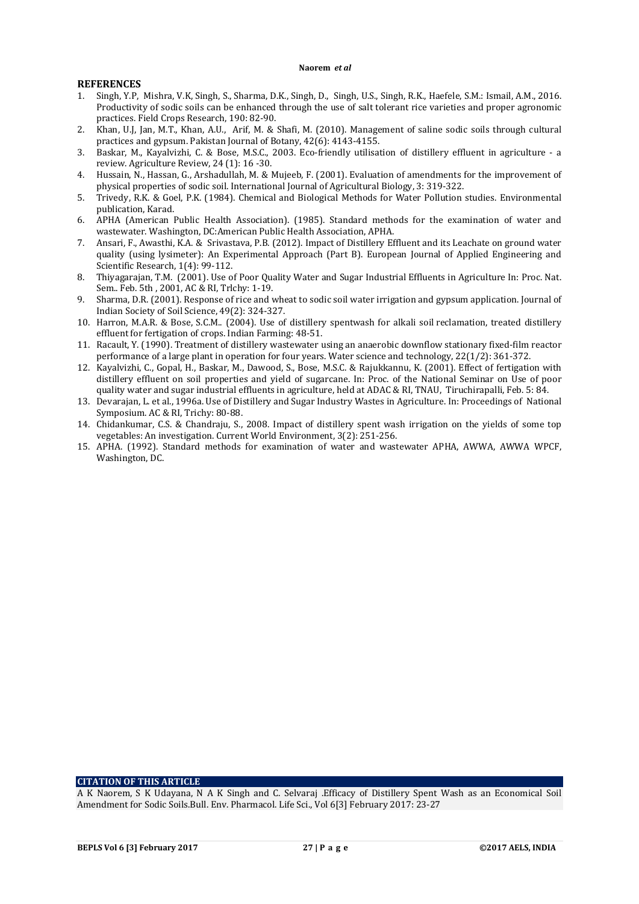## REFERENCES

1. Singh, Y.P, Mishra, V.K, Singh, S., Sharma, D.K., Singh, D., Singh, U.S., Singh, R.K., Haefele, S.M.: Ismail, A.M., 2016. Productivity of sodic soils can be enhanced through the use of salt tolerant rice varieties and proper agronomic practices. Field Crops Research, 190: 82-90.
2. Khan, U.J, Jan, M.T., Khan, A.U., Arif, M. & Shafi, M. (2010). Management of saline sodic soils through cultural practices and gypsum. Pakistan Journal of Botany, 42(6): 4143-4155.
3. Baskar, M., Kayalvizhi, C. & Bose, M.S.C., 2003. Eco-friendly utilisation of distillery effluent in agriculture - a review. Agriculture Review, 24 (1): 16 -30.
4. Hussain, N., Hassan, G., Arshadullah, M. & Mujeeb, F. (2001). Evaluation of amendments for the improvement of physical properties of sodic soil. International Journal of Agricultural Biology, 3: 319-322.
5. Trivedy, R.K. & Goel, P.K. (1984). Chemical and Biological Methods for Water Pollution studies. Environmental publication, Karad.
6. APHA (American Public Health Association). (1985). Standard methods for the examination of water and wastewater. Washington, DC:American Public Health Association, APHA.
7. Ansari, F., Awasthi, K.A. & Srivastava, P.B. (2012). Impact of Distillery Effluent and its Leachate on ground water quality (using lysimeter): An Experimental Approach (Part B). European Journal of Applied Engineering and Scientific Research, 1(4): 99-112.
8. Thiyagarajan, T.M. (2001). Use of Poor Quality Water and Sugar Industrial Effluents in Agriculture In: Proc. Nat. Sem.. Feb. 5th , 2001, AC & RI, Trlchy: 1-19.
9. Sharma, D.R. (2001). Response of rice and wheat to sodic soil water irrigation and gypsum application. Journal of Indian Society of Soil Science, 49(2): 324-327.
10. Harron, M.A.R. & Bose, S.C.M.. (2004). Use of distillery spentwash for alkali soil reclamation, treated distillery effluent for fertigation of crops. Indian Farming: 48-51.
11. Racault, Y. (1990). Treatment of distillery wastewater using an anaerobic downflow stationary fixed-film reactor performance of a large plant in operation for four years. Water science and technology, 22(1/2): 361-372.
12. Kayalvizhi, C., Gopal, H., Baskar, M., Dawood, S., Bose, M.S.C. & Rajukkannu, K. (2001). Effect of fertigation with distillery effluent on soil properties and yield of sugarcane. In: Proc. of the National Seminar on Use of poor quality water and sugar industrial effluents in agriculture, held at ADAC & RI, TNAU, Tiruchirapalli, Feb. 5: 84.
13. Devarajan, L. et al., 1996a. Use of Distillery and Sugar Industry Wastes in Agriculture. In: Proceedings of National Symposium. AC & RI, Trichy: 80-88.
14. Chidankumar, C.S. & Chandraju, S., 2008. Impact of distillery spent wash irrigation on the yields of some top vegetables: An investigation. Current World Environment, 3(2): 251-256.
15. APHA. (1992). Standard methods for examination of water and wastewater APHA, AWWA, AWWA WPCF, Washington, DC.

**CITATION OF THIS ARTICLE**

A K Naorem, S K Udayana, N A K Singh and C. Selvaraj .Efficacy of Distillery Spent Wash as an Economical Soil Amendment for Sodic Soils.Bull. Env. Pharmacol. Life Sci., Vol 6[3] February 2017: 23-27